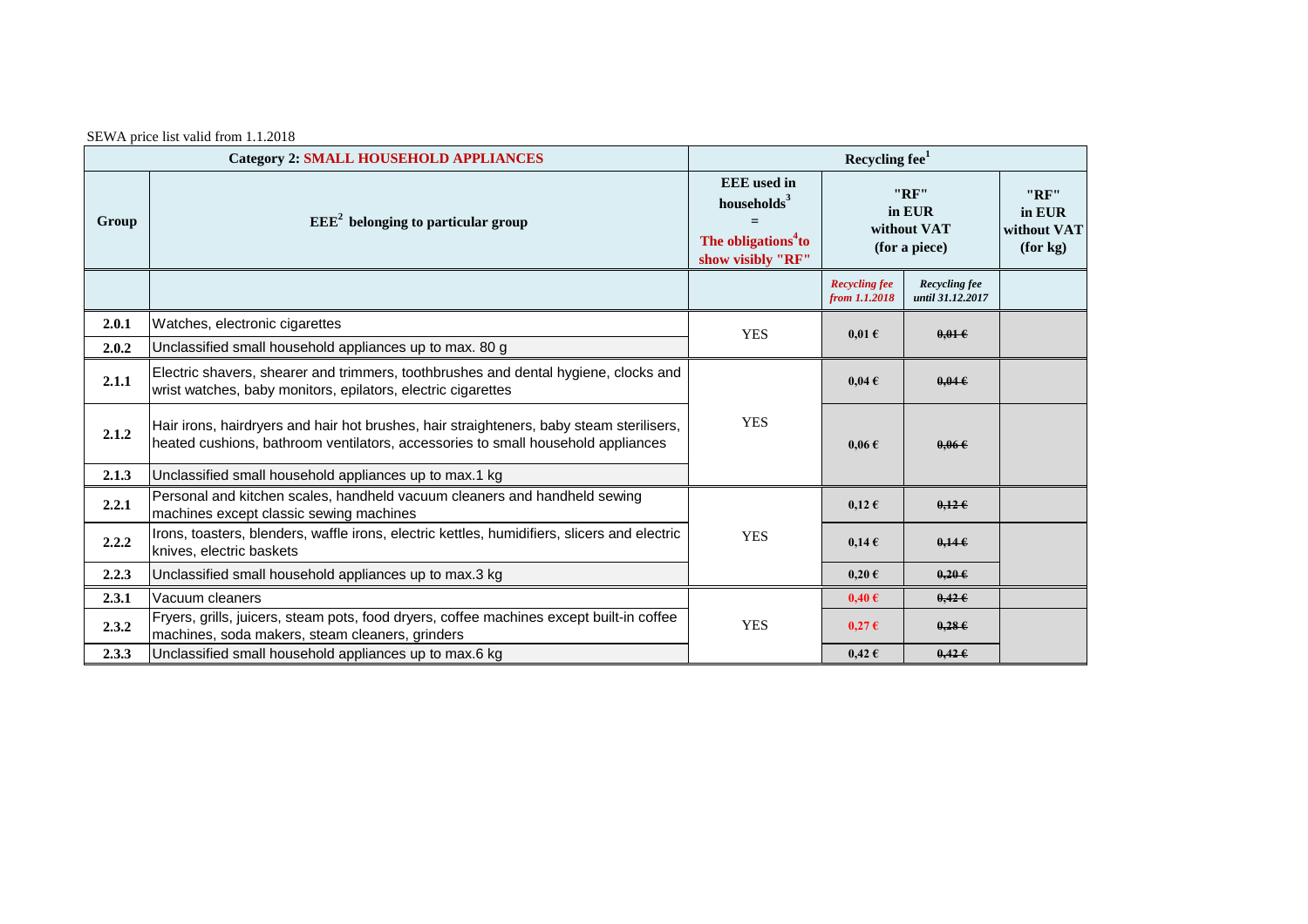SEWA price list valid from 1.1.2018

| Category 2: SMALL HOUSEHOLD APPLIANCES | | Recycling fee[1] | | | |
|---|---|---|---|---|---|
| Group | EEE[2] belonging to particular group | EEE used in households[3] = The obligations[4] to show visibly "RF" | "RF" in EUR without VAT (for a piece) | | "RF" in EUR without VAT (for kg) |
| | | | *Recycling fee from 1.1.2018* | *Recycling fee until 31.12.2017* | |
| **2.0.1** | Watches, electronic cigarettes | YES | 0,01 € | ~~0,01 €~~ | |
| **2.0.2** | Unclassified small household appliances up to max. 80 g | | | | |
| **2.1.1** | Electric shavers, shearer and trimmers, toothbrushes and dental hygiene, clocks and wrist watches, baby monitors, epilators, electric cigarettes | YES | 0,04 € | ~~0,04 €~~ | |
| **2.1.2** | Hair irons, hairdryers and hair hot brushes, hair straighteners, baby steam sterilisers, heated cushions, bathroom ventilators, accessories to small household appliances | | 0,06 € | ~~0,06 €~~ | |
| **2.1.3** | Unclassified small household appliances up to max.1 kg | | | | |
| **2.2.1** | Personal and kitchen scales, handheld vacuum cleaners and handheld sewing machines except classic sewing machines | YES | 0,12 € | ~~0,12 €~~ | |
| **2.2.2** | Irons, toasters, blenders, waffle irons, electric kettles, humidifiers, slicers and electric knives, electric baskets | | 0,14 € | ~~0,14 €~~ | |
| **2.2.3** | Unclassified small household appliances up to max.3 kg | | 0,20 € | ~~0,20 €~~ | |
| **2.3.1** | Vacuum cleaners | YES | 0,40 € | ~~0,42 €~~ | |
| **2.3.2** | Fryers, grills, juicers, steam pots, food dryers, coffee machines except built-in coffee machines, soda makers, steam cleaners, grinders | | 0,27 € | ~~0,28 €~~ | |
| **2.3.3** | Unclassified small household appliances up to max.6 kg | | 0,42 € | ~~0,42 €~~ | |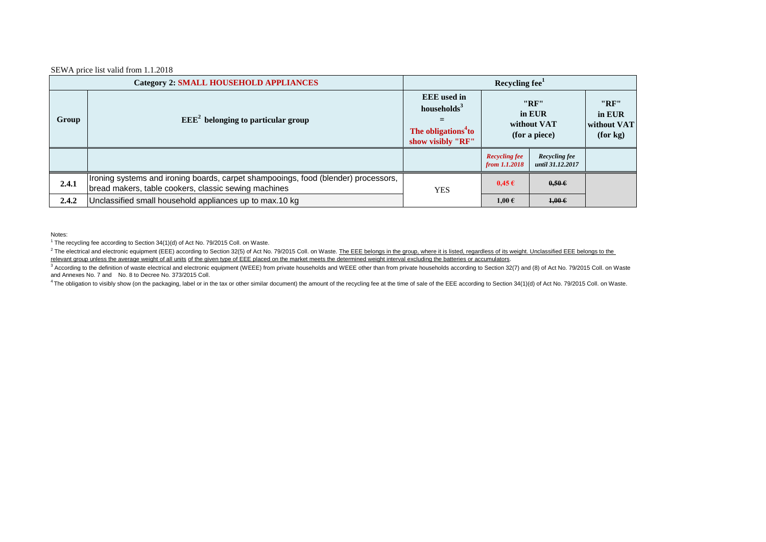SEWA price list valid from 1.1.2018

| Category 2: SMALL HOUSEHOLD APPLIANCES | | Recycling fee[1] | | | |
|---|---|---|---|---|---|
| Group | EEE[2] belonging to particular group | EEE used in households[3] = The obligations[4] to show visibly "RF" | "RF" in EUR without VAT (for a piece) | | "RF" in EUR without VAT (for kg) |
| | | | *Recycling fee from 1.1.2018* | *Recycling fee until 31.12.2017* | |
| **2.4.1** | Ironing systems and ironing boards, carpet shampooings, food (blender) processors, bread makers, table cookers, classic sewing machines | YES | 0,45 € | ~~0,50 €~~ | |
| **2.4.2** | Unclassified small household appliances up to max.10 kg | | 1,00 € | ~~1,00 €~~ | |

Notes:

[1] The recycling fee according to Section 34(1)(d) of Act No. 79/2015 Coll. on Waste.

[2] The electrical and electronic equipment (EEE) according to Section 32(5) of Act No. 79/2015 Coll. on Waste. The EEE belongs in the group, where it is listed, regardless of its weight. Unclassified EEE belongs to the relevant group unless the average weight of all units of the given type of EEE placed on the market meets the determined weight interval excluding the batteries or accumulators.

[3] According to the definition of waste electrical and electronic equipment (WEEE) from private households and WEEE other than from private households according to Section 32(7) and (8) of Act No. 79/2015 Coll. on Waste and Annexes No. 7 and No. 8 to Decree No. 373/2015 Coll.

[4] The obligation to visibly show (on the packaging, label or in the tax or other similar document) the amount of the recycling fee at the time of sale of the EEE according to Section 34(1)(d) of Act No. 79/2015 Coll. on Waste.